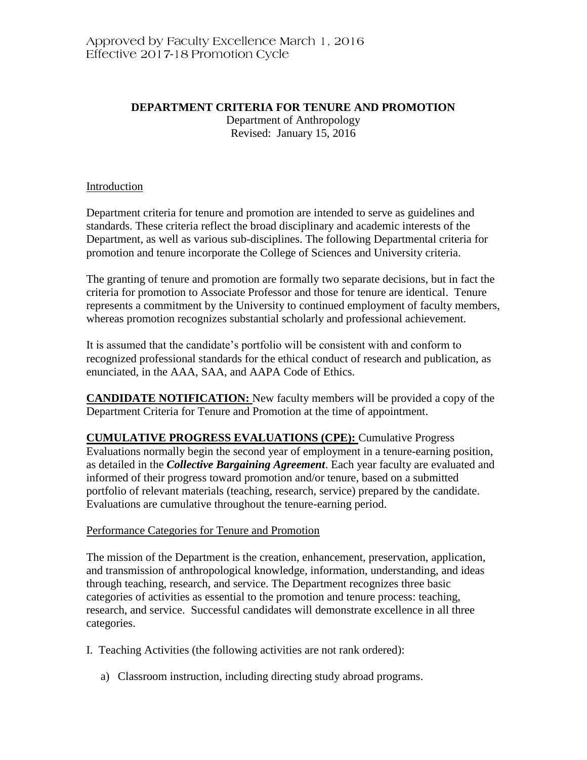Approved by Faculty Excellence March 1, 2016
Effective 2017-18 Promotion Cycle

# DEPARTMENT CRITERIA FOR TENURE AND PROMOTION

Department of Anthropology
Revised: January 15, 2016

## Introduction

Department criteria for tenure and promotion are intended to serve as guidelines and standards. These criteria reflect the broad disciplinary and academic interests of the Department, as well as various sub-disciplines. The following Departmental criteria for promotion and tenure incorporate the College of Sciences and University criteria.

The granting of tenure and promotion are formally two separate decisions, but in fact the criteria for promotion to Associate Professor and those for tenure are identical. Tenure represents a commitment by the University to continued employment of faculty members, whereas promotion recognizes substantial scholarly and professional achievement.

It is assumed that the candidate's portfolio will be consistent with and conform to recognized professional standards for the ethical conduct of research and publication, as enunciated, in the AAA, SAA, and AAPA Code of Ethics.

**CANDIDATE NOTIFICATION:** New faculty members will be provided a copy of the Department Criteria for Tenure and Promotion at the time of appointment.

**CUMULATIVE PROGRESS EVALUATIONS (CPE):** Cumulative Progress Evaluations normally begin the second year of employment in a tenure-earning position, as detailed in the ***Collective Bargaining Agreement***. Each year faculty are evaluated and informed of their progress toward promotion and/or tenure, based on a submitted portfolio of relevant materials (teaching, research, service) prepared by the candidate. Evaluations are cumulative throughout the tenure-earning period.

## Performance Categories for Tenure and Promotion

The mission of the Department is the creation, enhancement, preservation, application, and transmission of anthropological knowledge, information, understanding, and ideas through teaching, research, and service. The Department recognizes three basic categories of activities as essential to the promotion and tenure process: teaching, research, and service. Successful candidates will demonstrate excellence in all three categories.

I. Teaching Activities (the following activities are not rank ordered):

a) Classroom instruction, including directing study abroad programs.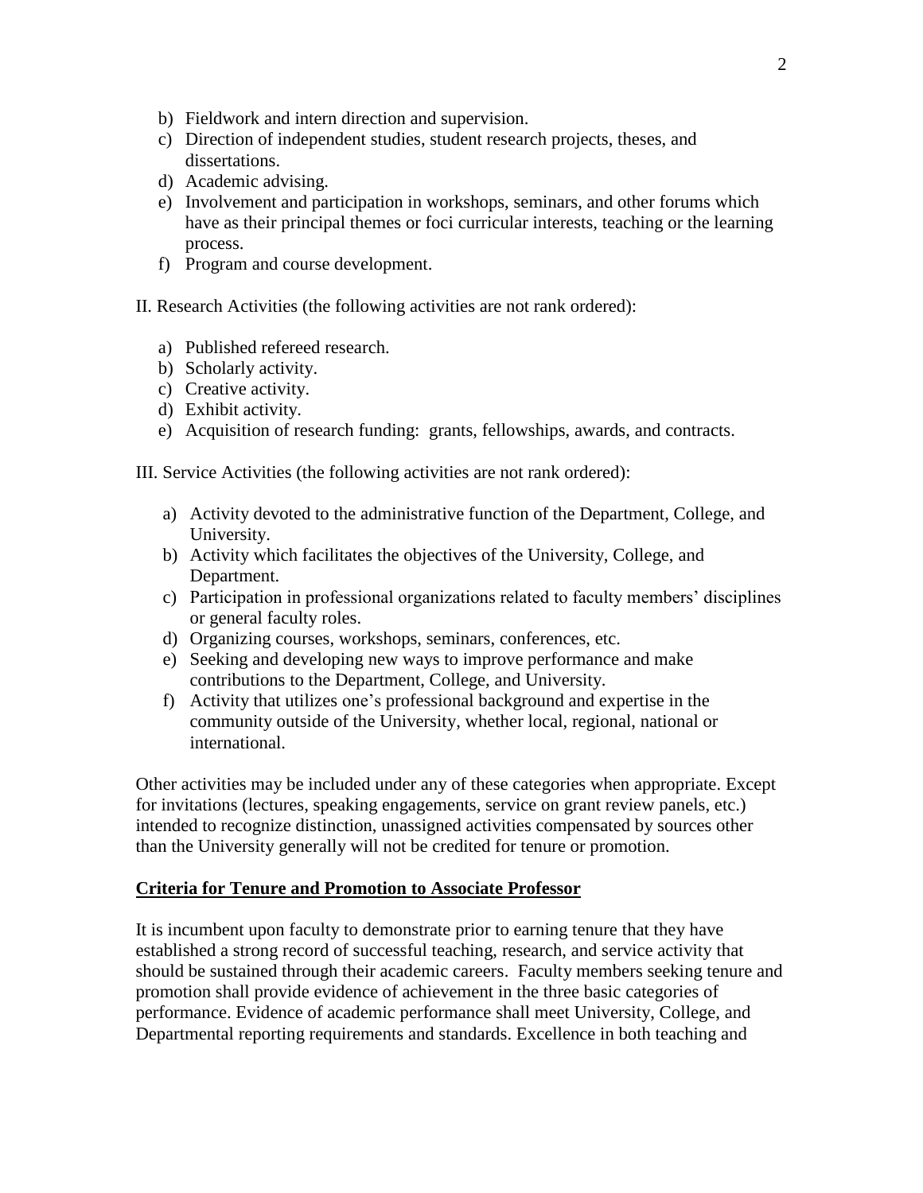b) Fieldwork and intern direction and supervision.
c) Direction of independent studies, student research projects, theses, and dissertations.
d) Academic advising.
e) Involvement and participation in workshops, seminars, and other forums which have as their principal themes or foci curricular interests, teaching or the learning process.
f) Program and course development.

II. Research Activities (the following activities are not rank ordered):

a) Published refereed research.
b) Scholarly activity.
c) Creative activity.
d) Exhibit activity.
e) Acquisition of research funding: grants, fellowships, awards, and contracts.

III. Service Activities (the following activities are not rank ordered):

a) Activity devoted to the administrative function of the Department, College, and University.
b) Activity which facilitates the objectives of the University, College, and Department.
c) Participation in professional organizations related to faculty members' disciplines or general faculty roles.
d) Organizing courses, workshops, seminars, conferences, etc.
e) Seeking and developing new ways to improve performance and make contributions to the Department, College, and University.
f) Activity that utilizes one's professional background and expertise in the community outside of the University, whether local, regional, national or international.

Other activities may be included under any of these categories when appropriate. Except for invitations (lectures, speaking engagements, service on grant review panels, etc.) intended to recognize distinction, unassigned activities compensated by sources other than the University generally will not be credited for tenure or promotion.

**Criteria for Tenure and Promotion to Associate Professor**

It is incumbent upon faculty to demonstrate prior to earning tenure that they have established a strong record of successful teaching, research, and service activity that should be sustained through their academic careers. Faculty members seeking tenure and promotion shall provide evidence of achievement in the three basic categories of performance. Evidence of academic performance shall meet University, College, and Departmental reporting requirements and standards. Excellence in both teaching and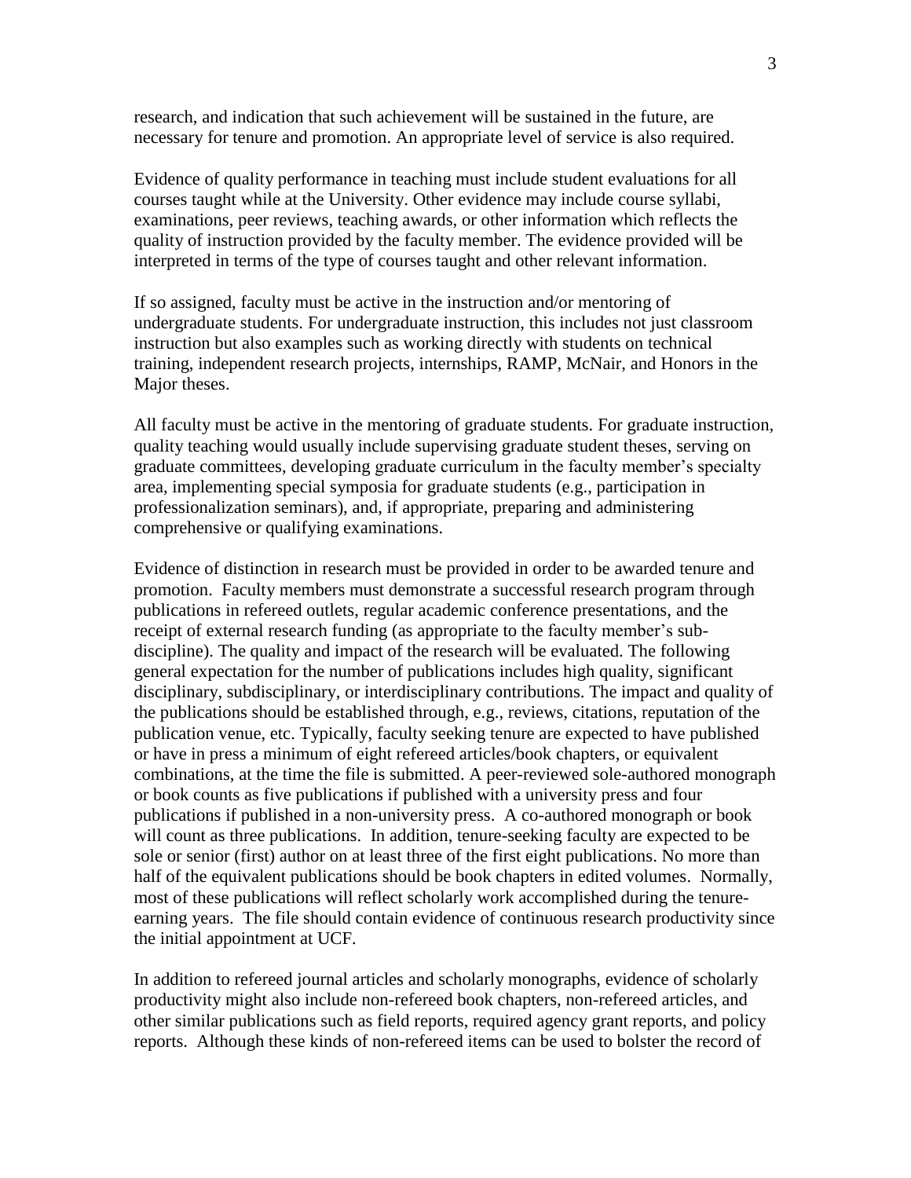research, and indication that such achievement will be sustained in the future, are necessary for tenure and promotion. An appropriate level of service is also required.

Evidence of quality performance in teaching must include student evaluations for all courses taught while at the University. Other evidence may include course syllabi, examinations, peer reviews, teaching awards, or other information which reflects the quality of instruction provided by the faculty member. The evidence provided will be interpreted in terms of the type of courses taught and other relevant information.

If so assigned, faculty must be active in the instruction and/or mentoring of undergraduate students. For undergraduate instruction, this includes not just classroom instruction but also examples such as working directly with students on technical training, independent research projects, internships, RAMP, McNair, and Honors in the Major theses.

All faculty must be active in the mentoring of graduate students. For graduate instruction, quality teaching would usually include supervising graduate student theses, serving on graduate committees, developing graduate curriculum in the faculty member's specialty area, implementing special symposia for graduate students (e.g., participation in professionalization seminars), and, if appropriate, preparing and administering comprehensive or qualifying examinations.

Evidence of distinction in research must be provided in order to be awarded tenure and promotion. Faculty members must demonstrate a successful research program through publications in refereed outlets, regular academic conference presentations, and the receipt of external research funding (as appropriate to the faculty member's sub-discipline). The quality and impact of the research will be evaluated. The following general expectation for the number of publications includes high quality, significant disciplinary, subdisciplinary, or interdisciplinary contributions. The impact and quality of the publications should be established through, e.g., reviews, citations, reputation of the publication venue, etc. Typically, faculty seeking tenure are expected to have published or have in press a minimum of eight refereed articles/book chapters, or equivalent combinations, at the time the file is submitted. A peer-reviewed sole-authored monograph or book counts as five publications if published with a university press and four publications if published in a non-university press. A co-authored monograph or book will count as three publications. In addition, tenure-seeking faculty are expected to be sole or senior (first) author on at least three of the first eight publications. No more than half of the equivalent publications should be book chapters in edited volumes. Normally, most of these publications will reflect scholarly work accomplished during the tenure-earning years. The file should contain evidence of continuous research productivity since the initial appointment at UCF.

In addition to refereed journal articles and scholarly monographs, evidence of scholarly productivity might also include non-refereed book chapters, non-refereed articles, and other similar publications such as field reports, required agency grant reports, and policy reports. Although these kinds of non-refereed items can be used to bolster the record of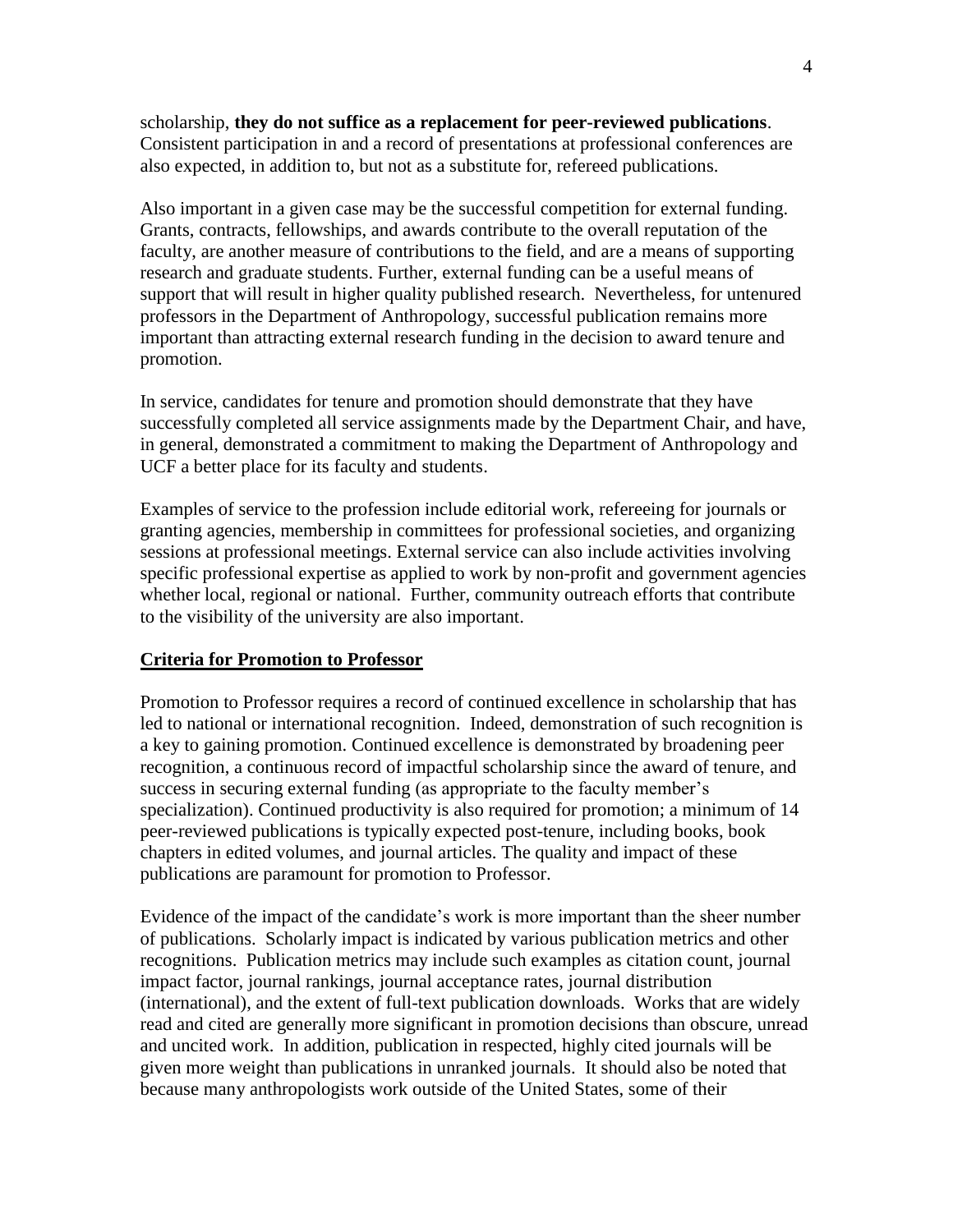scholarship, **they do not suffice as a replacement for peer-reviewed publications**. Consistent participation in and a record of presentations at professional conferences are also expected, in addition to, but not as a substitute for, refereed publications.

Also important in a given case may be the successful competition for external funding. Grants, contracts, fellowships, and awards contribute to the overall reputation of the faculty, are another measure of contributions to the field, and are a means of supporting research and graduate students. Further, external funding can be a useful means of support that will result in higher quality published research. Nevertheless, for untenured professors in the Department of Anthropology, successful publication remains more important than attracting external research funding in the decision to award tenure and promotion.

In service, candidates for tenure and promotion should demonstrate that they have successfully completed all service assignments made by the Department Chair, and have, in general, demonstrated a commitment to making the Department of Anthropology and UCF a better place for its faculty and students.

Examples of service to the profession include editorial work, refereeing for journals or granting agencies, membership in committees for professional societies, and organizing sessions at professional meetings. External service can also include activities involving specific professional expertise as applied to work by non-profit and government agencies whether local, regional or national. Further, community outreach efforts that contribute to the visibility of the university are also important.

## Criteria for Promotion to Professor

Promotion to Professor requires a record of continued excellence in scholarship that has led to national or international recognition. Indeed, demonstration of such recognition is a key to gaining promotion. Continued excellence is demonstrated by broadening peer recognition, a continuous record of impactful scholarship since the award of tenure, and success in securing external funding (as appropriate to the faculty member's specialization). Continued productivity is also required for promotion; a minimum of 14 peer-reviewed publications is typically expected post-tenure, including books, book chapters in edited volumes, and journal articles. The quality and impact of these publications are paramount for promotion to Professor.

Evidence of the impact of the candidate's work is more important than the sheer number of publications. Scholarly impact is indicated by various publication metrics and other recognitions. Publication metrics may include such examples as citation count, journal impact factor, journal rankings, journal acceptance rates, journal distribution (international), and the extent of full-text publication downloads. Works that are widely read and cited are generally more significant in promotion decisions than obscure, unread and uncited work. In addition, publication in respected, highly cited journals will be given more weight than publications in unranked journals. It should also be noted that because many anthropologists work outside of the United States, some of their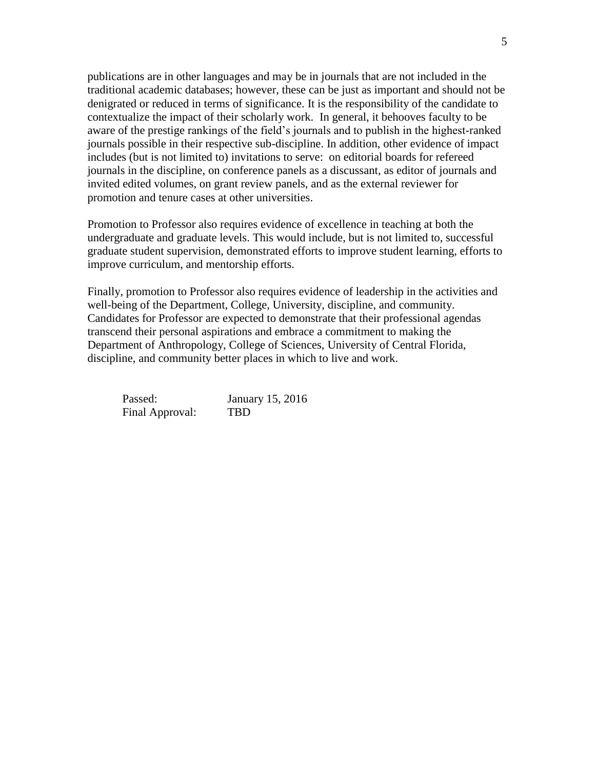publications are in other languages and may be in journals that are not included in the traditional academic databases; however, these can be just as important and should not be denigrated or reduced in terms of significance. It is the responsibility of the candidate to contextualize the impact of their scholarly work. In general, it behooves faculty to be aware of the prestige rankings of the field's journals and to publish in the highest-ranked journals possible in their respective sub-discipline. In addition, other evidence of impact includes (but is not limited to) invitations to serve: on editorial boards for refereed journals in the discipline, on conference panels as a discussant, as editor of journals and invited edited volumes, on grant review panels, and as the external reviewer for promotion and tenure cases at other universities.

Promotion to Professor also requires evidence of excellence in teaching at both the undergraduate and graduate levels. This would include, but is not limited to, successful graduate student supervision, demonstrated efforts to improve student learning, efforts to improve curriculum, and mentorship efforts.

Finally, promotion to Professor also requires evidence of leadership in the activities and well-being of the Department, College, University, discipline, and community. Candidates for Professor are expected to demonstrate that their professional agendas transcend their personal aspirations and embrace a commitment to making the Department of Anthropology, College of Sciences, University of Central Florida, discipline, and community better places in which to live and work.

| | |
|---|---|
| Passed: | January 15, 2016 |
| Final Approval: | TBD |